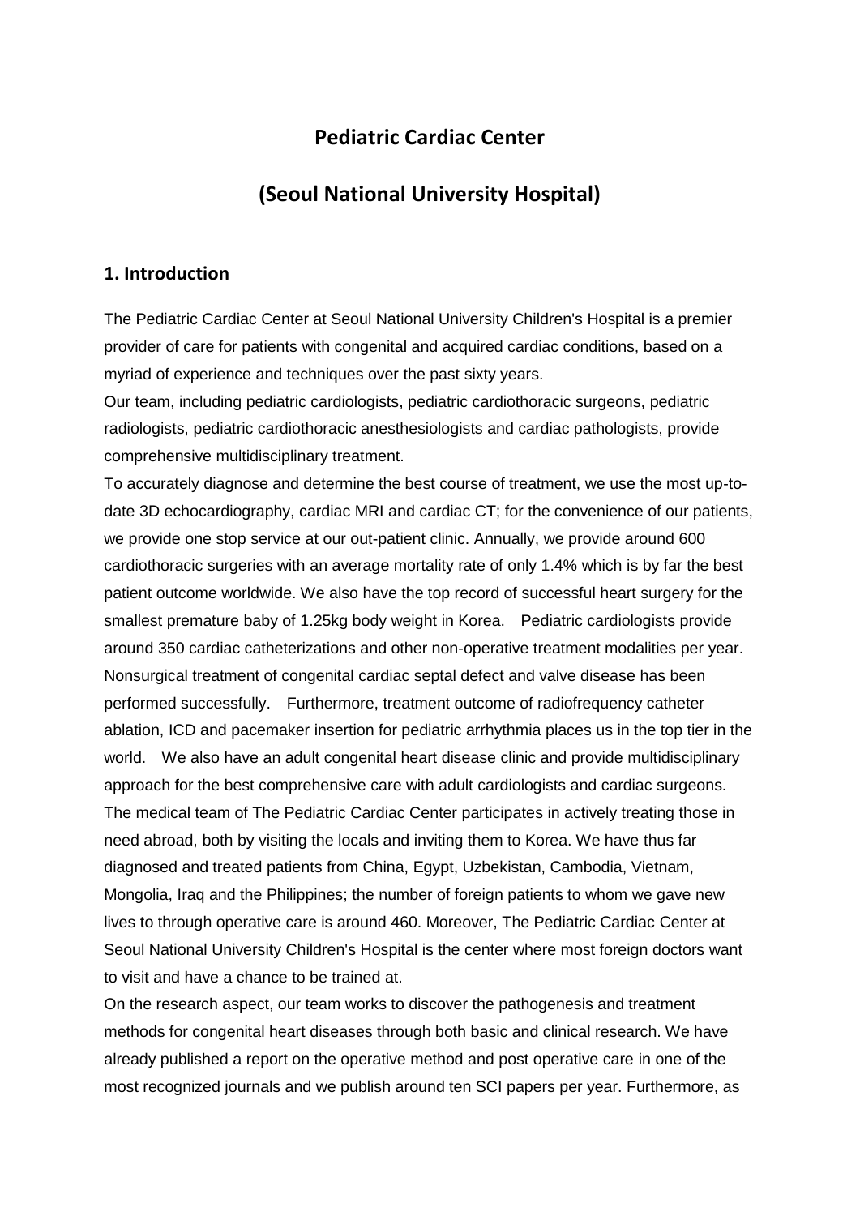# Pediatric Cardiac Center

# (Seoul National University Hospital)

## 1. Introduction

The Pediatric Cardiac Center at Seoul National University Children's Hospital is a premier provider of care for patients with congenital and acquired cardiac conditions, based on a myriad of experience and techniques over the past sixty years.

Our team, including pediatric cardiologists, pediatric cardiothoracic surgeons, pediatric radiologists, pediatric cardiothoracic anesthesiologists and cardiac pathologists, provide comprehensive multidisciplinary treatment.

To accurately diagnose and determine the best course of treatment, we use the most up-to-date 3D echocardiography, cardiac MRI and cardiac CT; for the convenience of our patients, we provide one stop service at our out-patient clinic. Annually, we provide around 600 cardiothoracic surgeries with an average mortality rate of only 1.4% which is by far the best patient outcome worldwide. We also have the top record of successful heart surgery for the smallest premature baby of 1.25kg body weight in Korea. Pediatric cardiologists provide around 350 cardiac catheterizations and other non-operative treatment modalities per year. Nonsurgical treatment of congenital cardiac septal defect and valve disease has been performed successfully. Furthermore, treatment outcome of radiofrequency catheter ablation, ICD and pacemaker insertion for pediatric arrhythmia places us in the top tier in the world. We also have an adult congenital heart disease clinic and provide multidisciplinary approach for the best comprehensive care with adult cardiologists and cardiac surgeons.

The medical team of The Pediatric Cardiac Center participates in actively treating those in need abroad, both by visiting the locals and inviting them to Korea. We have thus far diagnosed and treated patients from China, Egypt, Uzbekistan, Cambodia, Vietnam, Mongolia, Iraq and the Philippines; the number of foreign patients to whom we gave new lives to through operative care is around 460. Moreover, The Pediatric Cardiac Center at Seoul National University Children's Hospital is the center where most foreign doctors want to visit and have a chance to be trained at.

On the research aspect, our team works to discover the pathogenesis and treatment methods for congenital heart diseases through both basic and clinical research. We have already published a report on the operative method and post operative care in one of the most recognized journals and we publish around ten SCI papers per year. Furthermore, as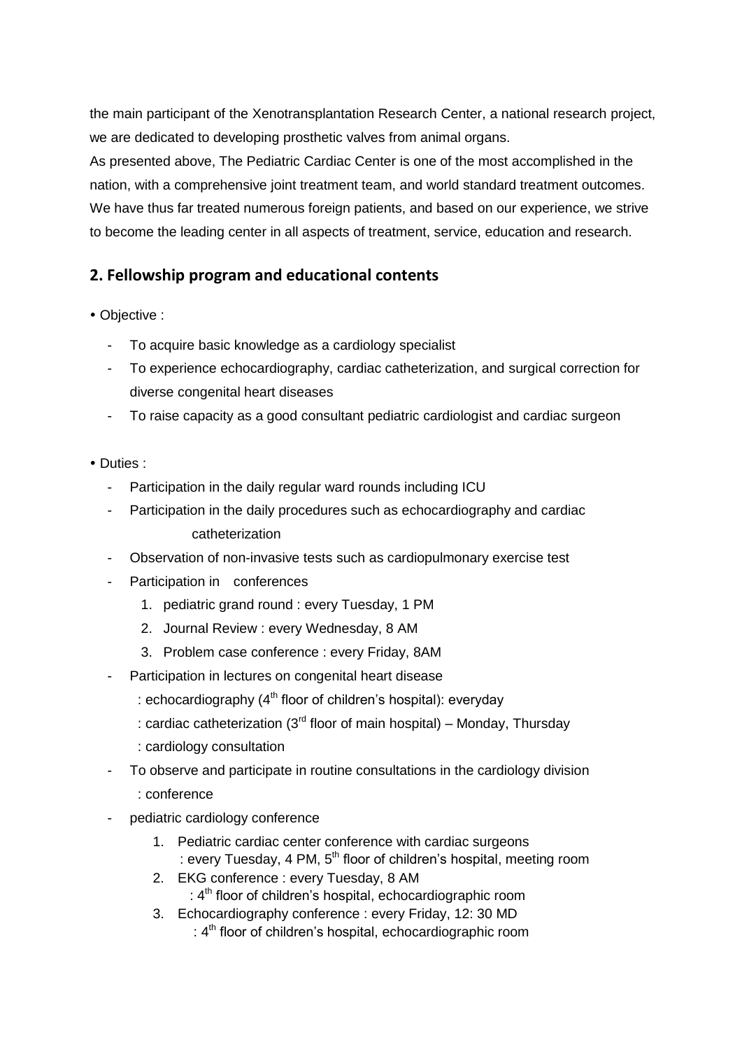the main participant of the Xenotransplantation Research Center, a national research project, we are dedicated to developing prosthetic valves from animal organs.

As presented above, The Pediatric Cardiac Center is one of the most accomplished in the nation, with a comprehensive joint treatment team, and world standard treatment outcomes. We have thus far treated numerous foreign patients, and based on our experience, we strive to become the leading center in all aspects of treatment, service, education and research.

## 2. Fellowship program and educational contents

- Objective :
  - To acquire basic knowledge as a cardiology specialist
  - To experience echocardiography, cardiac catheterization, and surgical correction for diverse congenital heart diseases
  - To raise capacity as a good consultant pediatric cardiologist and cardiac surgeon

- Duties :
  - Participation in the daily regular ward rounds including ICU
  - Participation in the daily procedures such as echocardiography and cardiac catheterization
  - Observation of non-invasive tests such as cardiopulmonary exercise test
  - Participation in conferences
    1. pediatric grand round : every Tuesday, 1 PM
    2. Journal Review : every Wednesday, 8 AM
    3. Problem case conference : every Friday, 8AM
  - Participation in lectures on congenital heart disease
    - : echocardiography (4th floor of children's hospital): everyday
    - : cardiac catheterization (3rd floor of main hospital) – Monday, Thursday
    - : cardiology consultation
  - To observe and participate in routine consultations in the cardiology division
    - : conference
  - pediatric cardiology conference
    1. Pediatric cardiac center conference with cardiac surgeons
       : every Tuesday, 4 PM, 5th floor of children's hospital, meeting room
    2. EKG conference : every Tuesday, 8 AM
       : 4th floor of children's hospital, echocardiographic room
    3. Echocardiography conference : every Friday, 12: 30 MD
       : 4th floor of children's hospital, echocardiographic room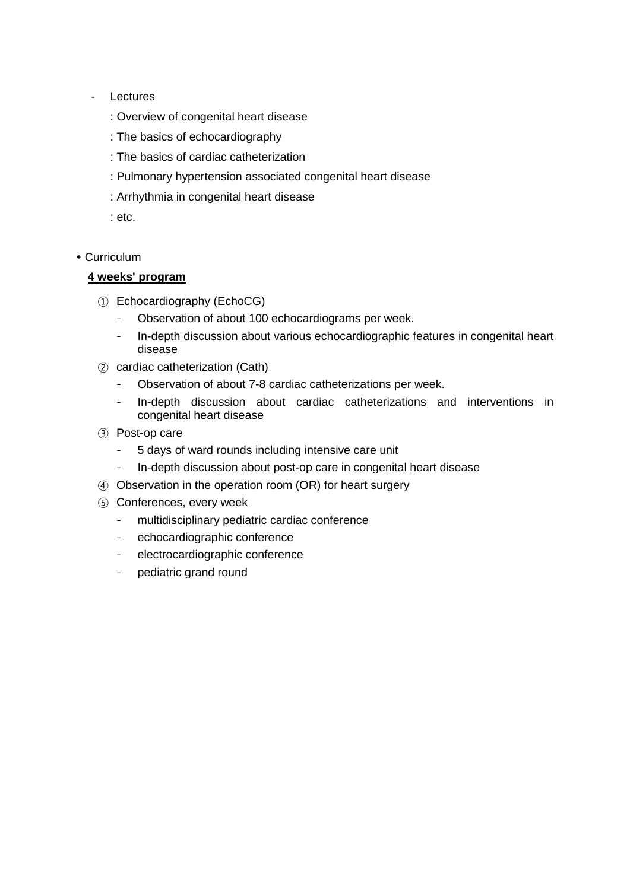- Lectures

  : Overview of congenital heart disease

  : The basics of echocardiography

  : The basics of cardiac catheterization

  : Pulmonary hypertension associated congenital heart disease

  : Arrhythmia in congenital heart disease

  : etc.

- Curriculum

  **4 weeks' program**

  ① Echocardiography (EchoCG)
  - Observation of about 100 echocardiograms per week.
  - In-depth discussion about various echocardiographic features in congenital heart disease

  ② cardiac catheterization (Cath)
  - Observation of about 7-8 cardiac catheterizations per week.
  - In-depth discussion about cardiac catheterizations and interventions in congenital heart disease

  ③ Post-op care
  - 5 days of ward rounds including intensive care unit
  - In-depth discussion about post-op care in congenital heart disease

  ④ Observation in the operation room (OR) for heart surgery

  ⑤ Conferences, every week
  - multidisciplinary pediatric cardiac conference
  - echocardiographic conference
  - electrocardiographic conference
  - pediatric grand round